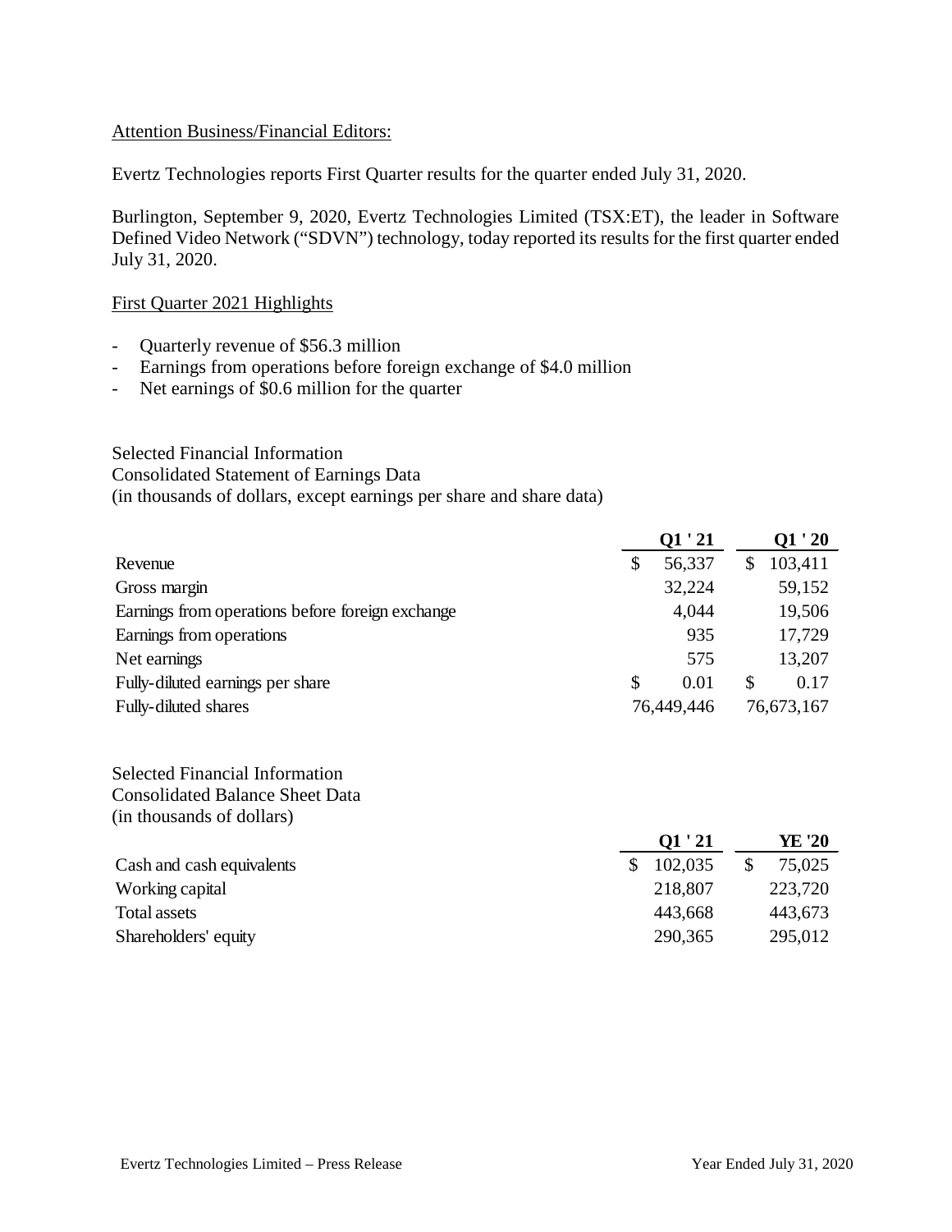Attention Business/Financial Editors:

Evertz Technologies reports First Quarter results for the quarter ended July 31, 2020.

Burlington, September 9, 2020, Evertz Technologies Limited (TSX:ET), the leader in Software Defined Video Network ("SDVN") technology, today reported its results for the first quarter ended July 31, 2020.

First Quarter 2021 Highlights

- Quarterly revenue of $56.3 million
- Earnings from operations before foreign exchange of $4.0 million
- Net earnings of $0.6 million for the quarter

Selected Financial Information
Consolidated Statement of Earnings Data
(in thousands of dollars, except earnings per share and share data)

| | Q1 ' 21 | Q1 ' 20 |
|---|---|---|
| Revenue | $ 56,337 | $ 103,411 |
| Gross margin | 32,224 | 59,152 |
| Earnings from operations before foreign exchange | 4,044 | 19,506 |
| Earnings from operations | 935 | 17,729 |
| Net earnings | 575 | 13,207 |
| Fully-diluted earnings per share | $ 0.01 | $ 0.17 |
| Fully-diluted shares | 76,449,446 | 76,673,167 |

Selected Financial Information
Consolidated Balance Sheet Data
(in thousands of dollars)

| | Q1 ' 21 | YE '20 |
|---|---|---|
| Cash and cash equivalents | $ 102,035 | $ 75,025 |
| Working capital | 218,807 | 223,720 |
| Total assets | 443,668 | 443,673 |
| Shareholders' equity | 290,365 | 295,012 |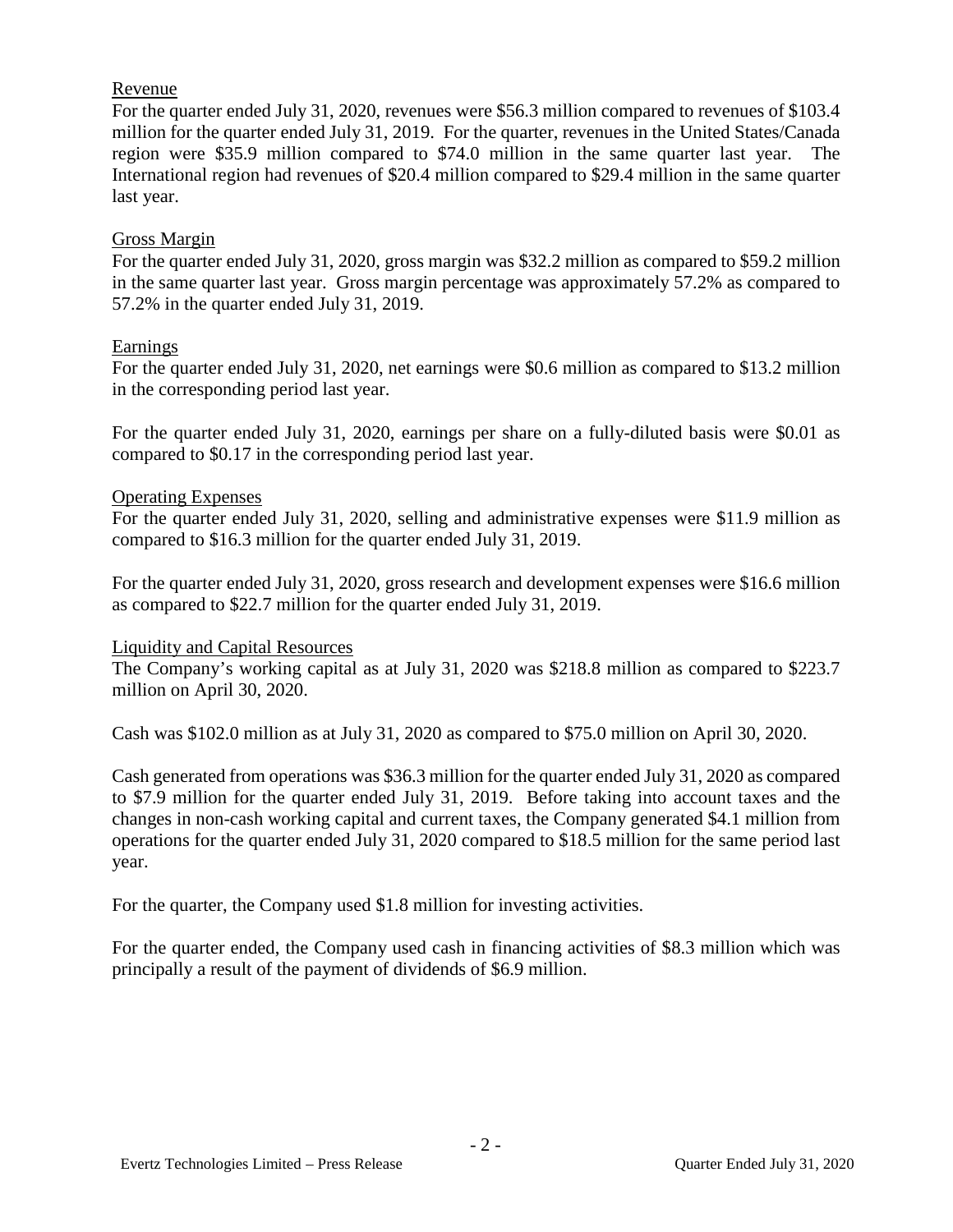## Revenue

For the quarter ended July 31, 2020, revenues were $56.3 million compared to revenues of $103.4 million for the quarter ended July 31, 2019. For the quarter, revenues in the United States/Canada region were $35.9 million compared to $74.0 million in the same quarter last year. The International region had revenues of $20.4 million compared to $29.4 million in the same quarter last year.

## Gross Margin

For the quarter ended July 31, 2020, gross margin was $32.2 million as compared to $59.2 million in the same quarter last year. Gross margin percentage was approximately 57.2% as compared to 57.2% in the quarter ended July 31, 2019.

## Earnings

For the quarter ended July 31, 2020, net earnings were $0.6 million as compared to $13.2 million in the corresponding period last year.

For the quarter ended July 31, 2020, earnings per share on a fully-diluted basis were $0.01 as compared to $0.17 in the corresponding period last year.

## Operating Expenses

For the quarter ended July 31, 2020, selling and administrative expenses were $11.9 million as compared to $16.3 million for the quarter ended July 31, 2019.

For the quarter ended July 31, 2020, gross research and development expenses were $16.6 million as compared to $22.7 million for the quarter ended July 31, 2019.

## Liquidity and Capital Resources

The Company's working capital as at July 31, 2020 was $218.8 million as compared to $223.7 million on April 30, 2020.

Cash was $102.0 million as at July 31, 2020 as compared to $75.0 million on April 30, 2020.

Cash generated from operations was $36.3 million for the quarter ended July 31, 2020 as compared to $7.9 million for the quarter ended July 31, 2019. Before taking into account taxes and the changes in non-cash working capital and current taxes, the Company generated $4.1 million from operations for the quarter ended July 31, 2020 compared to $18.5 million for the same period last year.

For the quarter, the Company used $1.8 million for investing activities.

For the quarter ended, the Company used cash in financing activities of $8.3 million which was principally a result of the payment of dividends of $6.9 million.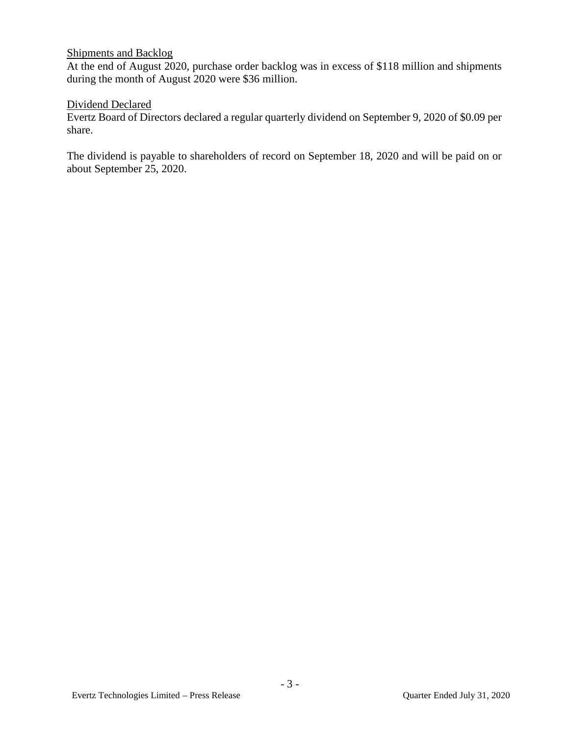<u>Shipments and Backlog</u>

At the end of August 2020, purchase order backlog was in excess of $118 million and shipments during the month of August 2020 were $36 million.

<u>Dividend Declared</u>

Evertz Board of Directors declared a regular quarterly dividend on September 9, 2020 of $0.09 per share.

The dividend is payable to shareholders of record on September 18, 2020 and will be paid on or about September 25, 2020.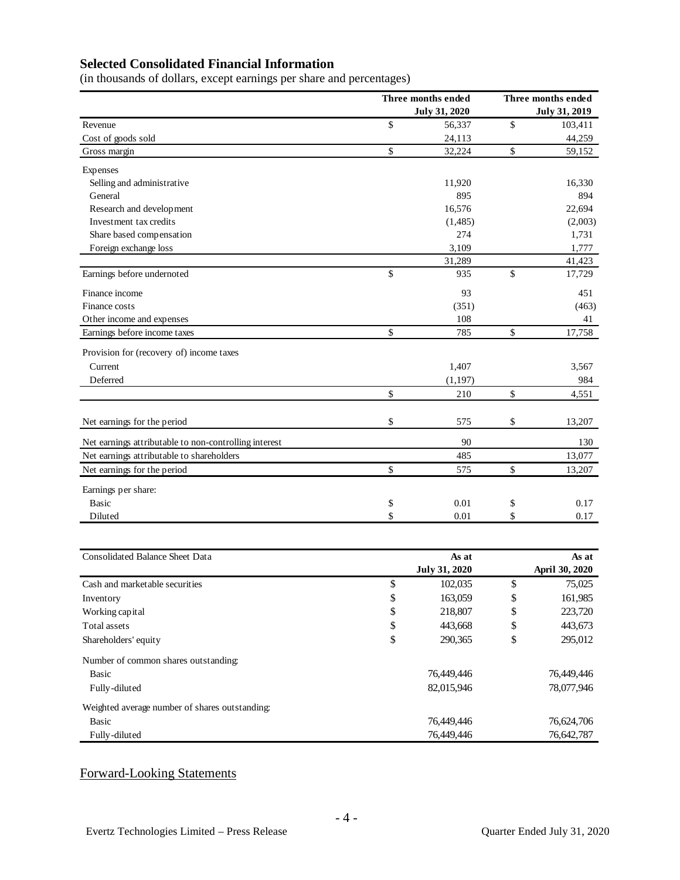## Selected Consolidated Financial Information

(in thousands of dollars, except earnings per share and percentages)

| | Three months ended July 31, 2020 | Three months ended July 31, 2019 |
|---|---|---|
| Revenue | $ 56,337 | $ 103,411 |
| Cost of goods sold | 24,113 | 44,259 |
| Gross margin | $ 32,224 | $ 59,152 |
| Expenses | | |
| Selling and administrative | 11,920 | 16,330 |
| General | 895 | 894 |
| Research and development | 16,576 | 22,694 |
| Investment tax credits | (1,485) | (2,003) |
| Share based compensation | 274 | 1,731 |
| Foreign exchange loss | 3,109 | 1,777 |
| | 31,289 | 41,423 |
| Earnings before undernoted | $ 935 | $ 17,729 |
| Finance income | 93 | 451 |
| Finance costs | (351) | (463) |
| Other income and expenses | 108 | 41 |
| Earnings before income taxes | $ 785 | $ 17,758 |
| Provision for (recovery of) income taxes | | |
| Current | 1,407 | 3,567 |
| Deferred | (1,197) | 984 |
| | $ 210 | $ 4,551 |
| Net earnings for the period | $ 575 | $ 13,207 |
| Net earnings attributable to non-controlling interest | 90 | 130 |
| Net earnings attributable to shareholders | 485 | 13,077 |
| Net earnings for the period | $ 575 | $ 13,207 |
| Earnings per share: | | |
| Basic | $ 0.01 | $ 0.17 |
| Diluted | $ 0.01 | $ 0.17 |

| Consolidated Balance Sheet Data | As at July 31, 2020 | As at April 30, 2020 |
|---|---|---|
| Cash and marketable securities | $ 102,035 | $ 75,025 |
| Inventory | $ 163,059 | $ 161,985 |
| Working capital | $ 218,807 | $ 223,720 |
| Total assets | $ 443,668 | $ 443,673 |
| Shareholders' equity | $ 290,365 | $ 295,012 |
| Number of common shares outstanding: | | |
| Basic | 76,449,446 | 76,449,446 |
| Fully-diluted | 82,015,946 | 78,077,946 |
| Weighted average number of shares outstanding: | | |
| Basic | 76,449,446 | 76,624,706 |
| Fully-diluted | 76,449,446 | 76,642,787 |

## Forward-Looking Statements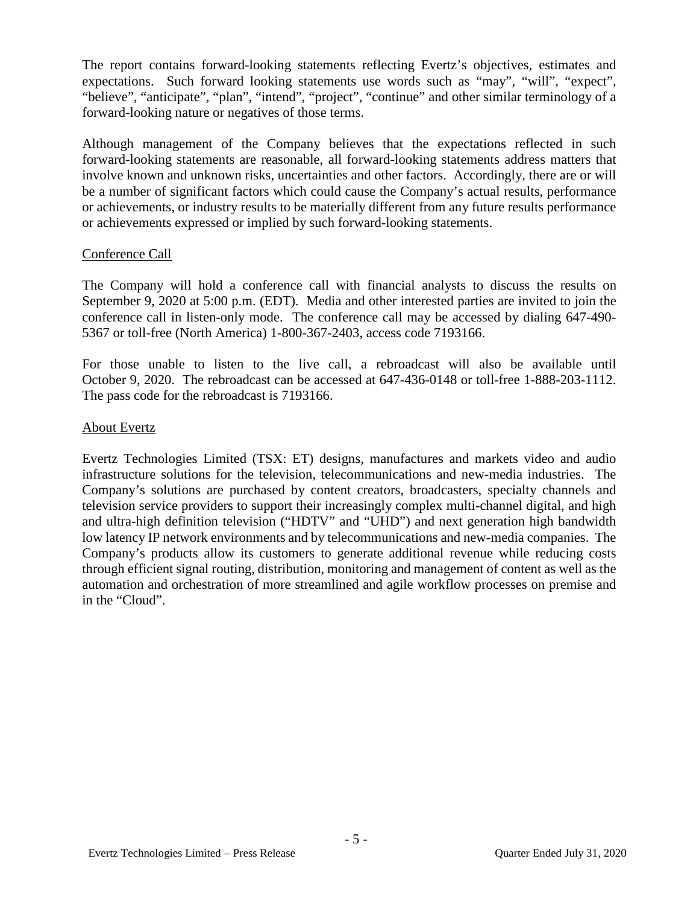The report contains forward-looking statements reflecting Evertz's objectives, estimates and expectations. Such forward looking statements use words such as "may", "will", "expect", "believe", "anticipate", "plan", "intend", "project", "continue" and other similar terminology of a forward-looking nature or negatives of those terms.

Although management of the Company believes that the expectations reflected in such forward-looking statements are reasonable, all forward-looking statements address matters that involve known and unknown risks, uncertainties and other factors. Accordingly, there are or will be a number of significant factors which could cause the Company's actual results, performance or achievements, or industry results to be materially different from any future results performance or achievements expressed or implied by such forward-looking statements.

## Conference Call

The Company will hold a conference call with financial analysts to discuss the results on September 9, 2020 at 5:00 p.m. (EDT). Media and other interested parties are invited to join the conference call in listen-only mode. The conference call may be accessed by dialing 647-490-5367 or toll-free (North America) 1-800-367-2403, access code 7193166.

For those unable to listen to the live call, a rebroadcast will also be available until October 9, 2020. The rebroadcast can be accessed at 647-436-0148 or toll-free 1-888-203-1112. The pass code for the rebroadcast is 7193166.

## About Evertz

Evertz Technologies Limited (TSX: ET) designs, manufactures and markets video and audio infrastructure solutions for the television, telecommunications and new-media industries. The Company's solutions are purchased by content creators, broadcasters, specialty channels and television service providers to support their increasingly complex multi-channel digital, and high and ultra-high definition television ("HDTV" and "UHD") and next generation high bandwidth low latency IP network environments and by telecommunications and new-media companies. The Company's products allow its customers to generate additional revenue while reducing costs through efficient signal routing, distribution, monitoring and management of content as well as the automation and orchestration of more streamlined and agile workflow processes on premise and in the "Cloud".